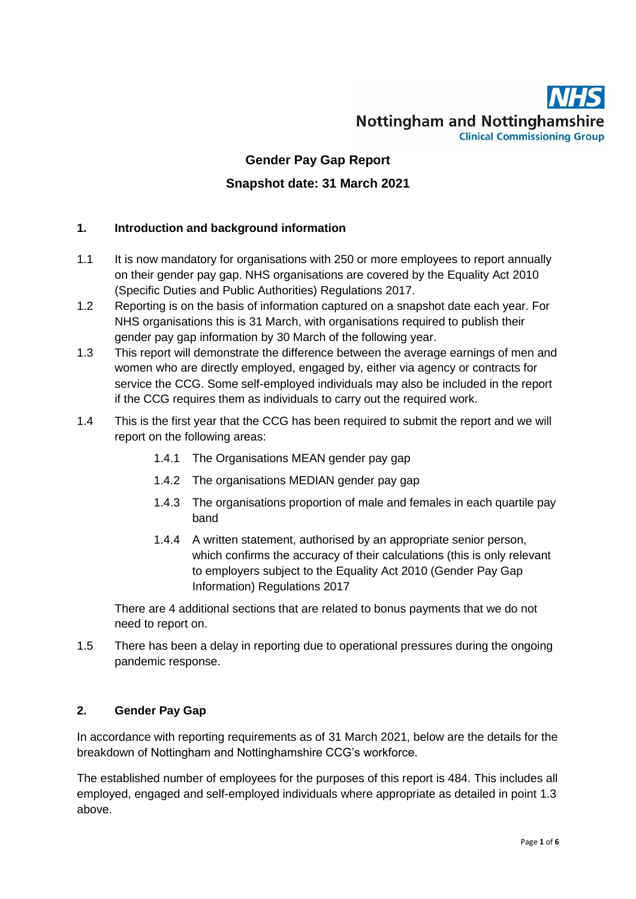NHS

Nottingham and Nottinghamshire
Clinical Commissioning Group

# Gender Pay Gap Report

## Snapshot date: 31 March 2021

### 1. Introduction and background information

1.1 It is now mandatory for organisations with 250 or more employees to report annually on their gender pay gap. NHS organisations are covered by the Equality Act 2010 (Specific Duties and Public Authorities) Regulations 2017.

1.2 Reporting is on the basis of information captured on a snapshot date each year. For NHS organisations this is 31 March, with organisations required to publish their gender pay gap information by 30 March of the following year.

1.3 This report will demonstrate the difference between the average earnings of men and women who are directly employed, engaged by, either via agency or contracts for service the CCG. Some self-employed individuals may also be included in the report if the CCG requires them as individuals to carry out the required work.

1.4 This is the first year that the CCG has been required to submit the report and we will report on the following areas:

- 1.4.1 The Organisations MEAN gender pay gap
- 1.4.2 The organisations MEDIAN gender pay gap
- 1.4.3 The organisations proportion of male and females in each quartile pay band
- 1.4.4 A written statement, authorised by an appropriate senior person, which confirms the accuracy of their calculations (this is only relevant to employers subject to the Equality Act 2010 (Gender Pay Gap Information) Regulations 2017

There are 4 additional sections that are related to bonus payments that we do not need to report on.

1.5 There has been a delay in reporting due to operational pressures during the ongoing pandemic response.

### 2. Gender Pay Gap

In accordance with reporting requirements as of 31 March 2021, below are the details for the breakdown of Nottingham and Nottinghamshire CCG's workforce.

The established number of employees for the purposes of this report is 484. This includes all employed, engaged and self-employed individuals where appropriate as detailed in point 1.3 above.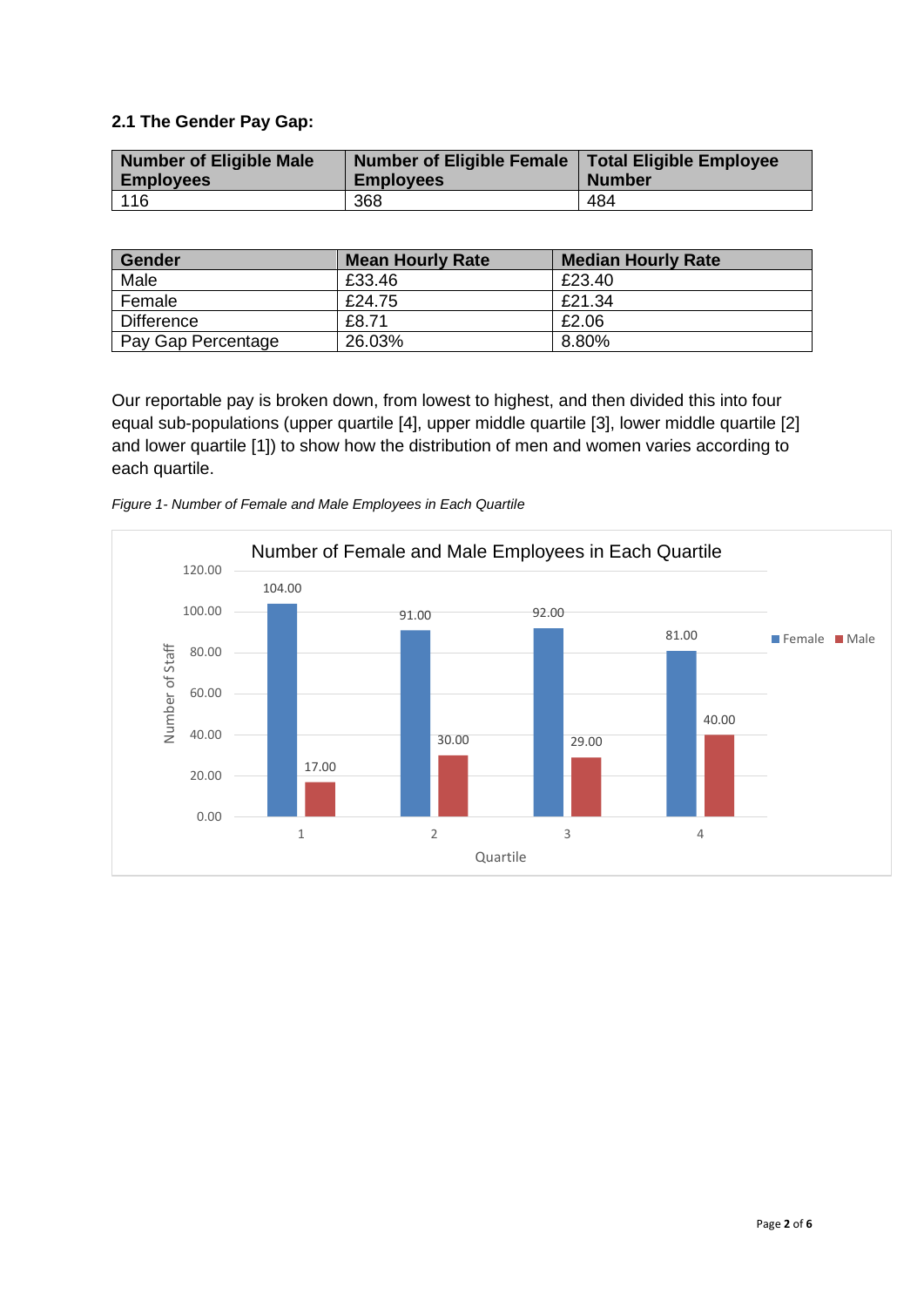## 2.1 The Gender Pay Gap:

| Number of Eligible Male Employees | Number of Eligible Female Employees | Total Eligible Employee Number |
|---|---|---|
| 116 | 368 | 484 |

| Gender | Mean Hourly Rate | Median Hourly Rate |
|---|---|---|
| Male | £33.46 | £23.40 |
| Female | £24.75 | £21.34 |
| Difference | £8.71 | £2.06 |
| Pay Gap Percentage | 26.03% | 8.80% |

Our reportable pay is broken down, from lowest to highest, and then divided this into four equal sub-populations (upper quartile [4], upper middle quartile [3], lower middle quartile [2] and lower quartile [1]) to show how the distribution of men and women varies according to each quartile.

*Figure 1- Number of Female and Male Employees in Each Quartile*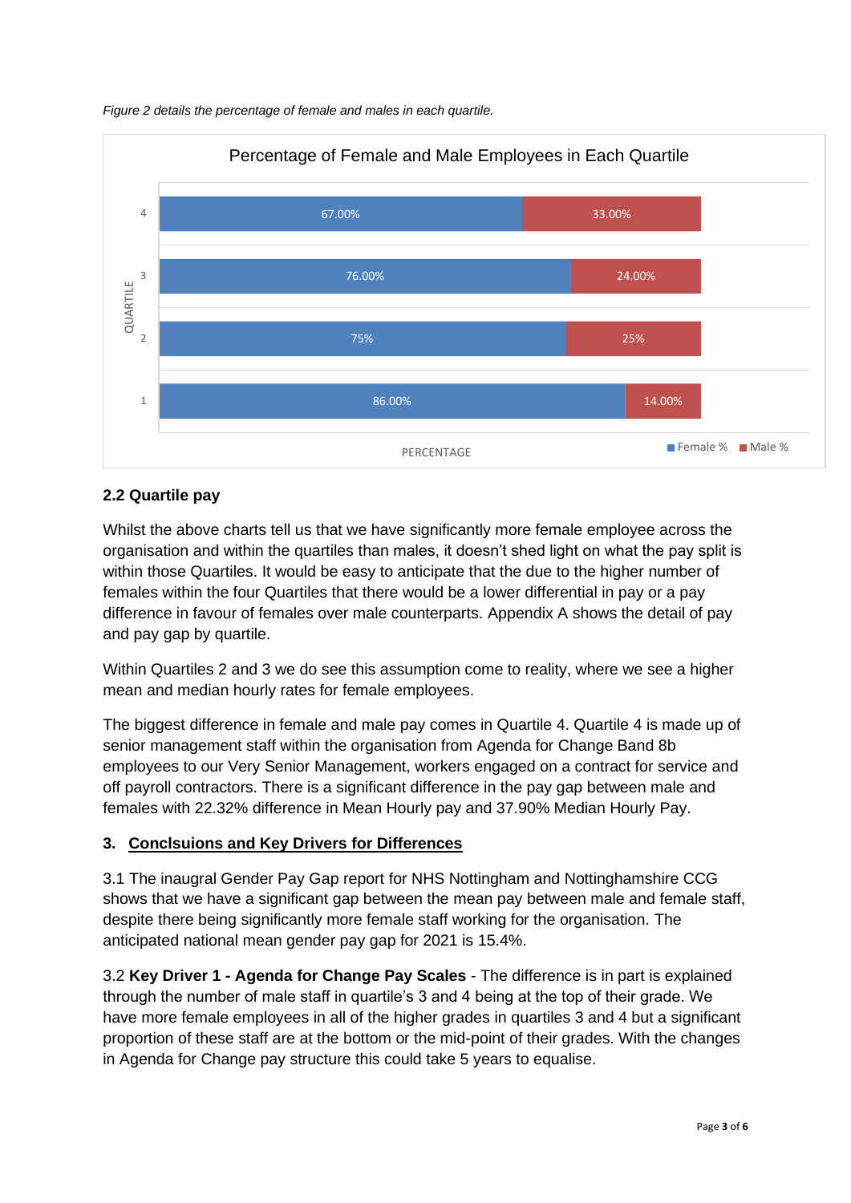*Figure 2 details the percentage of female and males in each quartile.*

**Percentage of Female and Male Employees in Each Quartile**

| Quartile | Female % | Male % |
|---|---|---|
| 4 | 67.00% | 33.00% |
| 3 | 76.00% | 24.00% |
| 2 | 75% | 25% |
| 1 | 86.00% | 14.00% |

### 2.2 Quartile pay

Whilst the above charts tell us that we have significantly more female employee across the organisation and within the quartiles than males, it doesn't shed light on what the pay split is within those Quartiles. It would be easy to anticipate that the due to the higher number of females within the four Quartiles that there would be a lower differential in pay or a pay difference in favour of females over male counterparts. Appendix A shows the detail of pay and pay gap by quartile.

Within Quartiles 2 and 3 we do see this assumption come to reality, where we see a higher mean and median hourly rates for female employees.

The biggest difference in female and male pay comes in Quartile 4. Quartile 4 is made up of senior management staff within the organisation from Agenda for Change Band 8b employees to our Very Senior Management, workers engaged on a contract for service and off payroll contractors. There is a significant difference in the pay gap between male and females with 22.32% difference in Mean Hourly pay and 37.90% Median Hourly Pay.

## 3. Conclsuions and Key Drivers for Differences

3.1 The inaugral Gender Pay Gap report for NHS Nottingham and Nottinghamshire CCG shows that we have a significant gap between the mean pay between male and female staff, despite there being significantly more female staff working for the organisation. The anticipated national mean gender pay gap for 2021 is 15.4%.

3.2 **Key Driver 1 - Agenda for Change Pay Scales** - The difference is in part is explained through the number of male staff in quartile's 3 and 4 being at the top of their grade. We have more female employees in all of the higher grades in quartiles 3 and 4 but a significant proportion of these staff are at the bottom or the mid-point of their grades. With the changes in Agenda for Change pay structure this could take 5 years to equalise.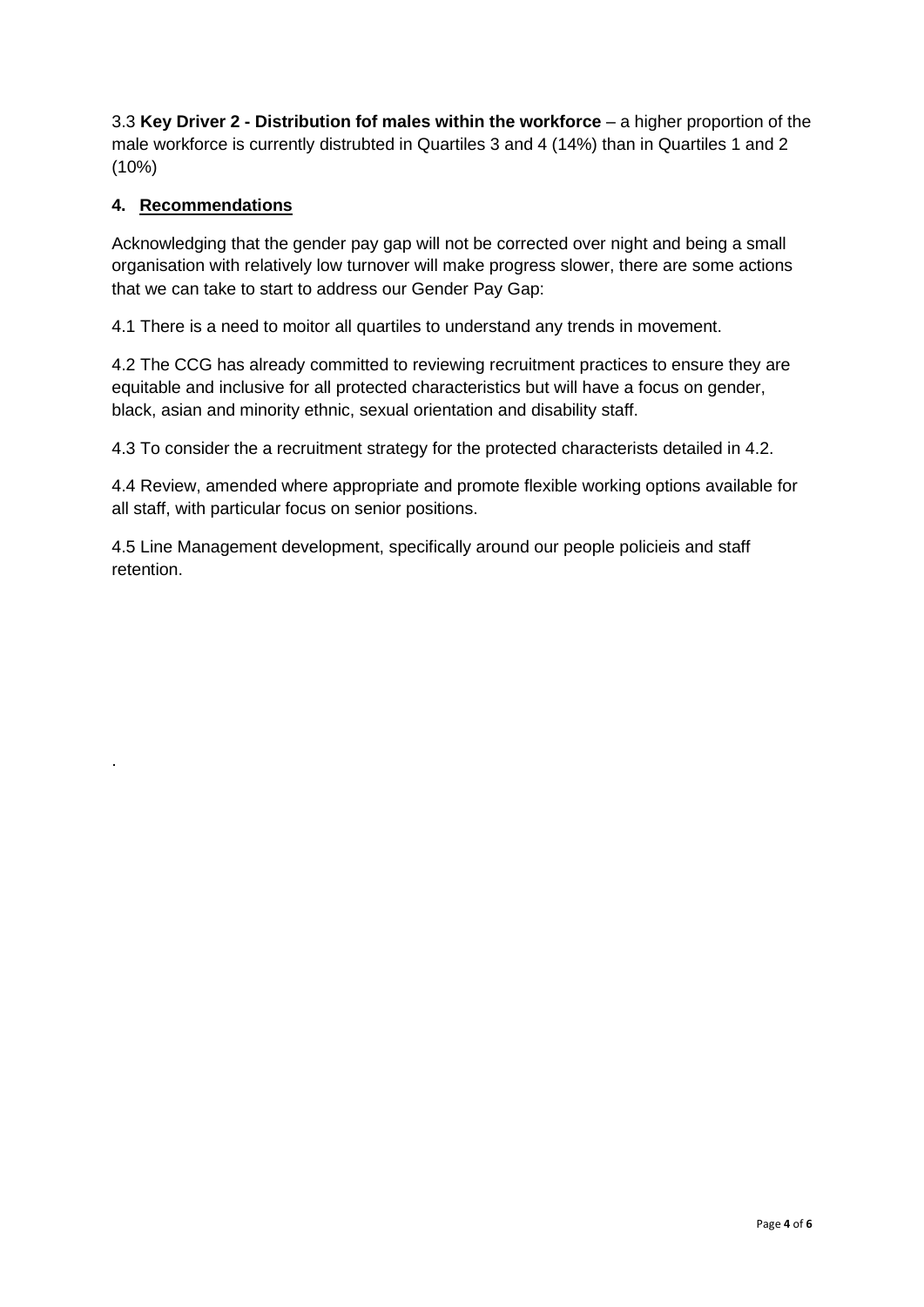3.3 **Key Driver 2 - Distribution fof males within the workforce** – a higher proportion of the male workforce is currently distrubted in Quartiles 3 and 4 (14%) than in Quartiles 1 and 2 (10%)

## 4. Recommendations

Acknowledging that the gender pay gap will not be corrected over night and being a small organisation with relatively low turnover will make progress slower, there are some actions that we can take to start to address our Gender Pay Gap:

4.1 There is a need to moitor all quartiles to understand any trends in movement.

4.2 The CCG has already committed to reviewing recruitment practices to ensure they are equitable and inclusive for all protected characteristics but will have a focus on gender, black, asian and minority ethnic, sexual orientation and disability staff.

4.3 To consider the a recruitment strategy for the protected characterists detailed in 4.2.

4.4 Review, amended where appropriate and promote flexible working options available for all staff, with particular focus on senior positions.

4.5 Line Management development, specifically around our people policieis and staff retention.

.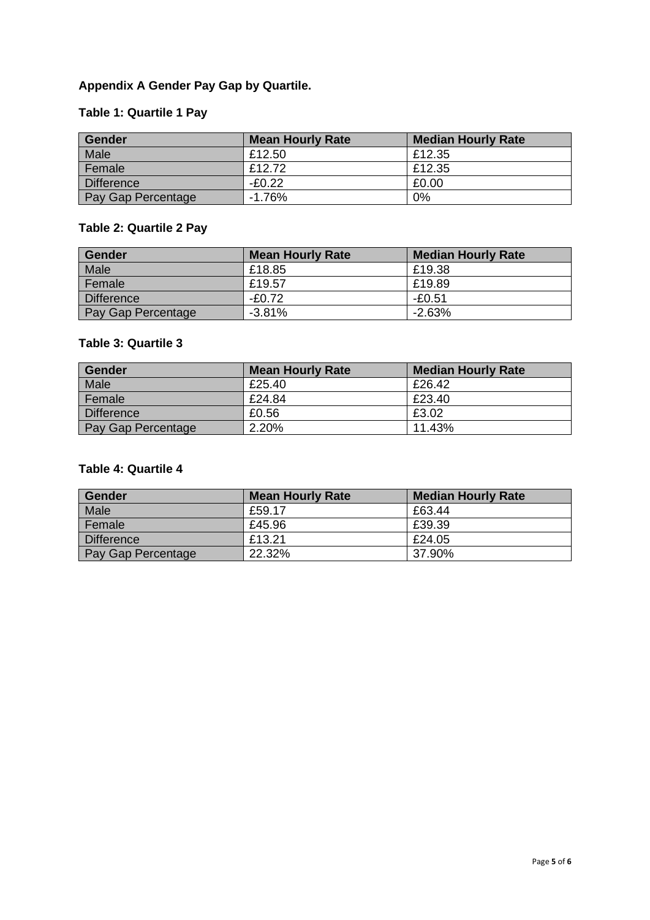**Appendix A Gender Pay Gap by Quartile.**

**Table 1: Quartile 1 Pay**

| Gender | Mean Hourly Rate | Median Hourly Rate |
|---|---|---|
| Male | £12.50 | £12.35 |
| Female | £12.72 | £12.35 |
| Difference | -£0.22 | £0.00 |
| Pay Gap Percentage | -1.76% | 0% |

**Table 2: Quartile 2 Pay**

| Gender | Mean Hourly Rate | Median Hourly Rate |
|---|---|---|
| Male | £18.85 | £19.38 |
| Female | £19.57 | £19.89 |
| Difference | -£0.72 | -£0.51 |
| Pay Gap Percentage | -3.81% | -2.63% |

**Table 3: Quartile 3**

| Gender | Mean Hourly Rate | Median Hourly Rate |
|---|---|---|
| Male | £25.40 | £26.42 |
| Female | £24.84 | £23.40 |
| Difference | £0.56 | £3.02 |
| Pay Gap Percentage | 2.20% | 11.43% |

**Table 4: Quartile 4**

| Gender | Mean Hourly Rate | Median Hourly Rate |
|---|---|---|
| Male | £59.17 | £63.44 |
| Female | £45.96 | £39.39 |
| Difference | £13.21 | £24.05 |
| Pay Gap Percentage | 22.32% | 37.90% |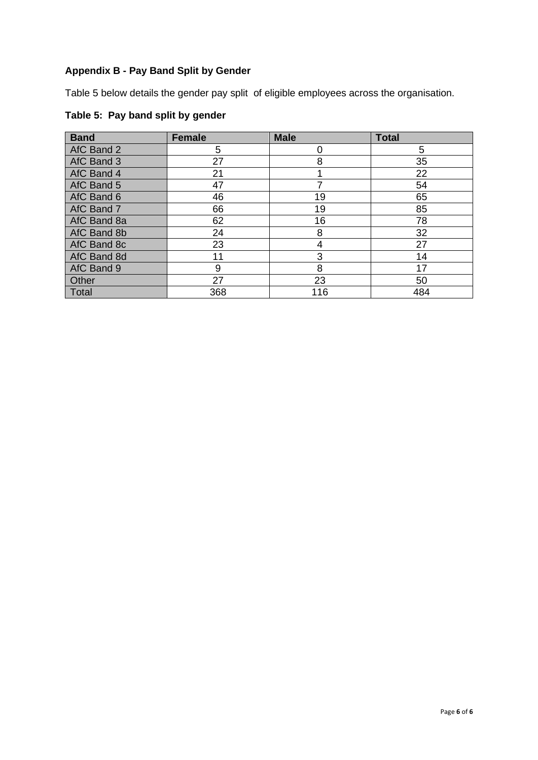## Appendix B - Pay Band Split by Gender

Table 5 below details the gender pay split of eligible employees across the organisation.

**Table 5: Pay band split by gender**

| Band | Female | Male | Total |
|---|---|---|---|
| AfC Band 2 | 5 | 0 | 5 |
| AfC Band 3 | 27 | 8 | 35 |
| AfC Band 4 | 21 | 1 | 22 |
| AfC Band 5 | 47 | 7 | 54 |
| AfC Band 6 | 46 | 19 | 65 |
| AfC Band 7 | 66 | 19 | 85 |
| AfC Band 8a | 62 | 16 | 78 |
| AfC Band 8b | 24 | 8 | 32 |
| AfC Band 8c | 23 | 4 | 27 |
| AfC Band 8d | 11 | 3 | 14 |
| AfC Band 9 | 9 | 8 | 17 |
| Other | 27 | 23 | 50 |
| Total | 368 | 116 | 484 |